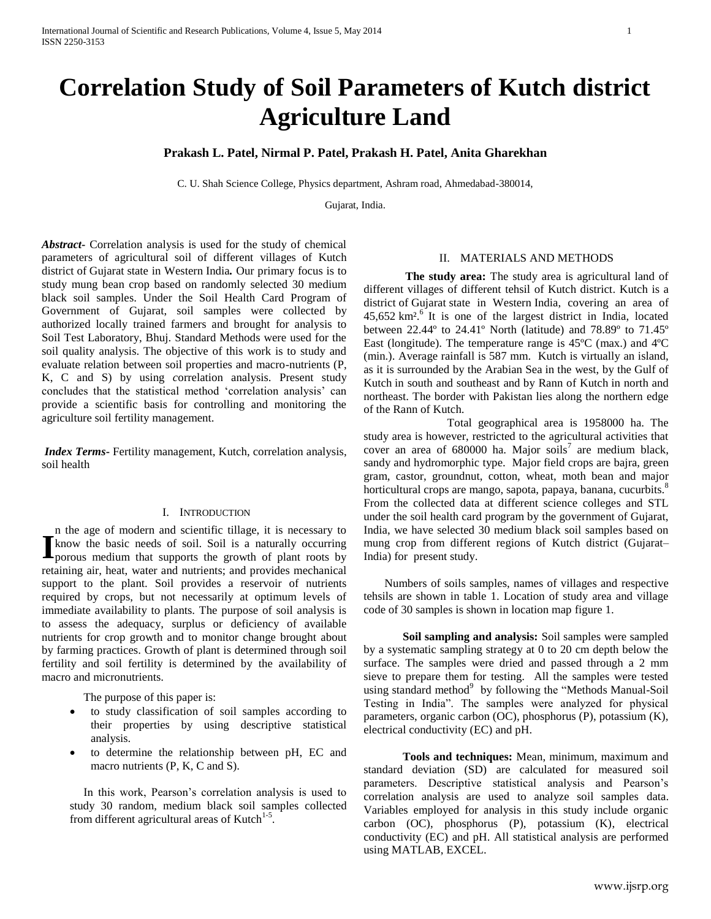# Correlation Study of Soil Parameters of Kutch district Agriculture Land

**Prakash L. Patel, Nirmal P. Patel, Prakash H. Patel, Anita Gharekhan**

C. U. Shah Science College, Physics department, Ashram road, Ahmedabad-380014,

Gujarat, India.

***Abstract-*** Correlation analysis is used for the study of chemical parameters of agricultural soil of different villages of Kutch district of Gujarat state in Western India**.** Our primary focus is to study mung bean crop based on randomly selected 30 medium black soil samples. Under the Soil Health Card Program of Government of Gujarat, soil samples were collected by authorized locally trained farmers and brought for analysis to Soil Test Laboratory, Bhuj. Standard Methods were used for the soil quality analysis. The objective of this work is to study and evaluate relation between soil properties and macro-nutrients (P, K, C and S) by using *c*orrelation analysis. Present study concludes that the statistical method 'correlation analysis' can provide a scientific basis for controlling and monitoring the agriculture soil fertility management.

***Index Terms-*** Fertility management, Kutch, correlation analysis, soil health

## I. Introduction

In the age of modern and scientific tillage, it is necessary to know the basic needs of soil. Soil is a naturally occurring porous medium that supports the growth of plant roots by retaining air, heat, water and nutrients; and provides mechanical support to the plant. Soil provides a reservoir of nutrients required by crops, but not necessarily at optimum levels of immediate availability to plants. The purpose of soil analysis is to assess the adequacy, surplus or deficiency of available nutrients for crop growth and to monitor change brought about by farming practices. Growth of plant is determined through soil fertility and soil fertility is determined by the availability of macro and micronutrients.

The purpose of this paper is:

- to study classification of soil samples according to their properties by using descriptive statistical analysis.
- to determine the relationship between pH, EC and macro nutrients (P, K, C and S).

In this work, Pearson's correlation analysis is used to study 30 random, medium black soil samples collected from different agricultural areas of Kutch[1-5].

## II. Materials and Methods

**The study area:** The study area is agricultural land of different villages of different tehsil of Kutch district. Kutch is a district of Gujarat state in Western India, covering an area of 45,652 km².[6] It is one of the largest district in India, located between 22.44º to 24.41º North (latitude) and 78.89º to 71.45º East (longitude). The temperature range is 45ºC (max.) and 4ºC (min.). Average rainfall is 587 mm. Kutch is virtually an island, as it is surrounded by the Arabian Sea in the west, by the Gulf of Kutch in south and southeast and by Rann of Kutch in north and northeast. The border with Pakistan lies along the northern edge of the Rann of Kutch.

Total geographical area is 1958000 ha. The study area is however, restricted to the agricultural activities that cover an area of 680000 ha. Major soils[7] are medium black, sandy and hydromorphic type. Major field crops are bajra, green gram, castor, groundnut, cotton, wheat, moth bean and major horticultural crops are mango, sapota, papaya, banana, cucurbits.[8] From the collected data at different science colleges and STL under the soil health card program by the government of Gujarat, India, we have selected 30 medium black soil samples based on mung crop from different regions of Kutch district (Gujarat–India) for present study.

Numbers of soils samples, names of villages and respective tehsils are shown in table 1. Location of study area and village code of 30 samples is shown in location map figure 1.

**Soil sampling and analysis:** Soil samples were sampled by a systematic sampling strategy at 0 to 20 cm depth below the surface. The samples were dried and passed through a 2 mm sieve to prepare them for testing. All the samples were tested using standard method[9] by following the "Methods Manual-Soil Testing in India". The samples were analyzed for physical parameters, organic carbon (OC), phosphorus (P), potassium (K), electrical conductivity (EC) and pH.

**Tools and techniques:** Mean, minimum, maximum and standard deviation (SD) are calculated for measured soil parameters. Descriptive statistical analysis and Pearson's correlation analysis are used to analyze soil samples data. Variables employed for analysis in this study include organic carbon (OC), phosphorus (P), potassium (K), electrical conductivity (EC) and pH. All statistical analysis are performed using MATLAB, EXCEL.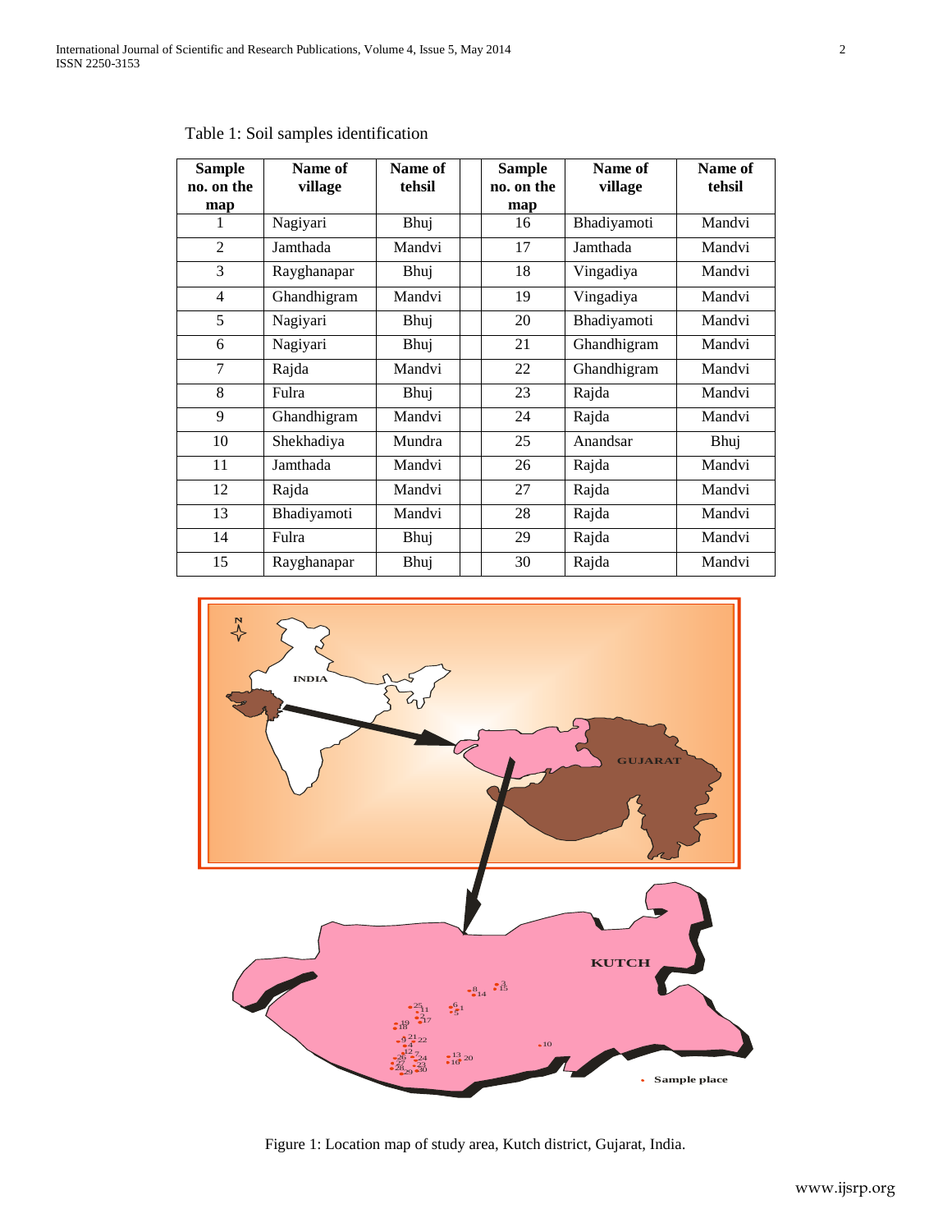Table 1: Soil samples identification

| Sample no. on the map | Name of village | Name of tehsil | Sample no. on the map | Name of village | Name of tehsil |
|---|---|---|---|---|---|
| 1 | Nagiyari | Bhuj | 16 | Bhadiyamoti | Mandvi |
| 2 | Jamthada | Mandvi | 17 | Jamthada | Mandvi |
| 3 | Rayghanapar | Bhuj | 18 | Vingadiya | Mandvi |
| 4 | Ghandhigram | Mandvi | 19 | Vingadiya | Mandvi |
| 5 | Nagiyari | Bhuj | 20 | Bhadiyamoti | Mandvi |
| 6 | Nagiyari | Bhuj | 21 | Ghandhigram | Mandvi |
| 7 | Rajda | Mandvi | 22 | Ghandhigram | Mandvi |
| 8 | Fulra | Bhuj | 23 | Rajda | Mandvi |
| 9 | Ghandhigram | Mandvi | 24 | Rajda | Mandvi |
| 10 | Shekhadiya | Mundra | 25 | Anandsar | Bhuj |
| 11 | Jamthada | Mandvi | 26 | Rajda | Mandvi |
| 12 | Rajda | Mandvi | 27 | Rajda | Mandvi |
| 13 | Bhadiyamoti | Mandvi | 28 | Rajda | Mandvi |
| 14 | Fulra | Bhuj | 29 | Rajda | Mandvi |
| 15 | Rayghanapar | Bhuj | 30 | Rajda | Mandvi |

Figure 1: Location map of study area, Kutch district, Gujarat, India.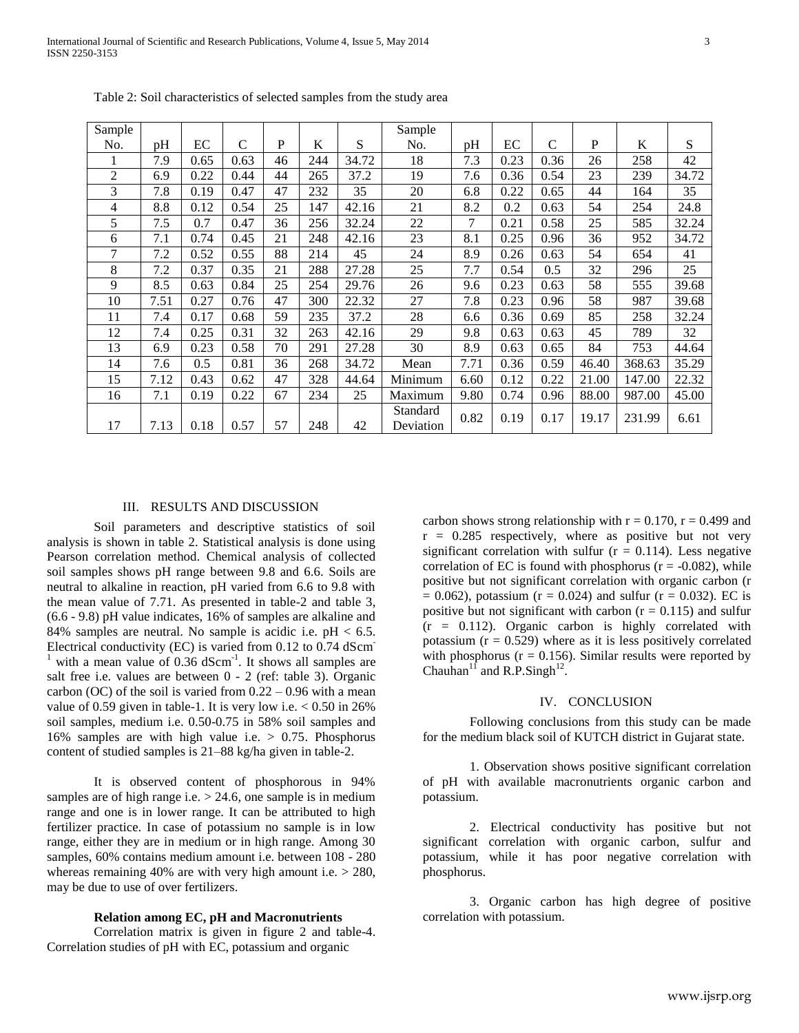Table 2: Soil characteristics of selected samples from the study area

| Sample No. | pH | EC | C | P | K | S | Sample No. | pH | EC | C | P | K | S |
|---|---|---|---|---|---|---|---|---|---|---|---|---|---|
| 1 | 7.9 | 0.65 | 0.63 | 46 | 244 | 34.72 | 18 | 7.3 | 0.23 | 0.36 | 26 | 258 | 42 |
| 2 | 6.9 | 0.22 | 0.44 | 44 | 265 | 37.2 | 19 | 7.6 | 0.36 | 0.54 | 23 | 239 | 34.72 |
| 3 | 7.8 | 0.19 | 0.47 | 47 | 232 | 35 | 20 | 6.8 | 0.22 | 0.65 | 44 | 164 | 35 |
| 4 | 8.8 | 0.12 | 0.54 | 25 | 147 | 42.16 | 21 | 8.2 | 0.2 | 0.63 | 54 | 254 | 24.8 |
| 5 | 7.5 | 0.7 | 0.47 | 36 | 256 | 32.24 | 22 | 7 | 0.21 | 0.58 | 25 | 585 | 32.24 |
| 6 | 7.1 | 0.74 | 0.45 | 21 | 248 | 42.16 | 23 | 8.1 | 0.25 | 0.96 | 36 | 952 | 34.72 |
| 7 | 7.2 | 0.52 | 0.55 | 88 | 214 | 45 | 24 | 8.9 | 0.26 | 0.63 | 54 | 654 | 41 |
| 8 | 7.2 | 0.37 | 0.35 | 21 | 288 | 27.28 | 25 | 7.7 | 0.54 | 0.5 | 32 | 296 | 25 |
| 9 | 8.5 | 0.63 | 0.84 | 25 | 254 | 29.76 | 26 | 9.6 | 0.23 | 0.63 | 58 | 555 | 39.68 |
| 10 | 7.51 | 0.27 | 0.76 | 47 | 300 | 22.32 | 27 | 7.8 | 0.23 | 0.96 | 58 | 987 | 39.68 |
| 11 | 7.4 | 0.17 | 0.68 | 59 | 235 | 37.2 | 28 | 6.6 | 0.36 | 0.69 | 85 | 258 | 32.24 |
| 12 | 7.4 | 0.25 | 0.31 | 32 | 263 | 42.16 | 29 | 9.8 | 0.63 | 0.63 | 45 | 789 | 32 |
| 13 | 6.9 | 0.23 | 0.58 | 70 | 291 | 27.28 | 30 | 8.9 | 0.63 | 0.65 | 84 | 753 | 44.64 |
| 14 | 7.6 | 0.5 | 0.81 | 36 | 268 | 34.72 | Mean | 7.71 | 0.36 | 0.59 | 46.40 | 368.63 | 35.29 |
| 15 | 7.12 | 0.43 | 0.62 | 47 | 328 | 44.64 | Minimum | 6.60 | 0.12 | 0.22 | 21.00 | 147.00 | 22.32 |
| 16 | 7.1 | 0.19 | 0.22 | 67 | 234 | 25 | Maximum | 9.80 | 0.74 | 0.96 | 88.00 | 987.00 | 45.00 |
| 17 | 7.13 | 0.18 | 0.57 | 57 | 248 | 42 | Standard Deviation | 0.82 | 0.19 | 0.17 | 19.17 | 231.99 | 6.61 |

## III. RESULTS AND DISCUSSION

Soil parameters and descriptive statistics of soil analysis is shown in table 2. Statistical analysis is done using Pearson correlation method. Chemical analysis of collected soil samples shows pH range between 9.8 and 6.6. Soils are neutral to alkaline in reaction, pH varied from 6.6 to 9.8 with the mean value of 7.71. As presented in table-2 and table 3, (6.6 - 9.8) pH value indicates, 16% of samples are alkaline and 84% samples are neutral. No sample is acidic i.e. pH < 6.5. Electrical conductivity (EC) is varied from 0.12 to 0.74 $dScm^{-1}$ with a mean value of 0.36 $dScm^{-1}$. It shows all samples are salt free i.e. values are between 0 - 2 (ref: table 3). Organic carbon (OC) of the soil is varied from 0.22 – 0.96 with a mean value of 0.59 given in table-1. It is very low i.e. < 0.50 in 26% soil samples, medium i.e. 0.50-0.75 in 58% soil samples and 16% samples are with high value i.e. > 0.75. Phosphorus content of studied samples is 21–88 kg/ha given in table-2.

It is observed content of phosphorous in 94% samples are of high range i.e. > 24.6, one sample is in medium range and one is in lower range. It can be attributed to high fertilizer practice. In case of potassium no sample is in low range, either they are in medium or in high range. Among 30 samples, 60% contains medium amount i.e. between 108 - 280 whereas remaining 40% are with very high amount i.e. > 280, may be due to use of over fertilizers.

**Relation among EC, pH and Macronutrients**

Correlation matrix is given in figure 2 and table-4. Correlation studies of pH with EC, potassium and organic carbon shows strong relationship with r = 0.170, r = 0.499 and r = 0.285 respectively, where as positive but not very significant correlation with sulfur (r = 0.114). Less negative correlation of EC is found with phosphorus (r = -0.082), while positive but not significant correlation with organic carbon (r = 0.062), potassium (r = 0.024) and sulfur (r = 0.032). EC is positive but not significant with carbon (r = 0.115) and sulfur (r = 0.112). Organic carbon is highly correlated with potassium (r = 0.529) where as it is less positively correlated with phosphorus (r = 0.156). Similar results were reported by Chauhan[11] and R.P.Singh[12].

## IV. CONCLUSION

Following conclusions from this study can be made for the medium black soil of KUTCH district in Gujarat state.

1. Observation shows positive significant correlation of pH with available macronutrients organic carbon and potassium.

2. Electrical conductivity has positive but not significant correlation with organic carbon, sulfur and potassium, while it has poor negative correlation with phosphorus.

3. Organic carbon has high degree of positive correlation with potassium.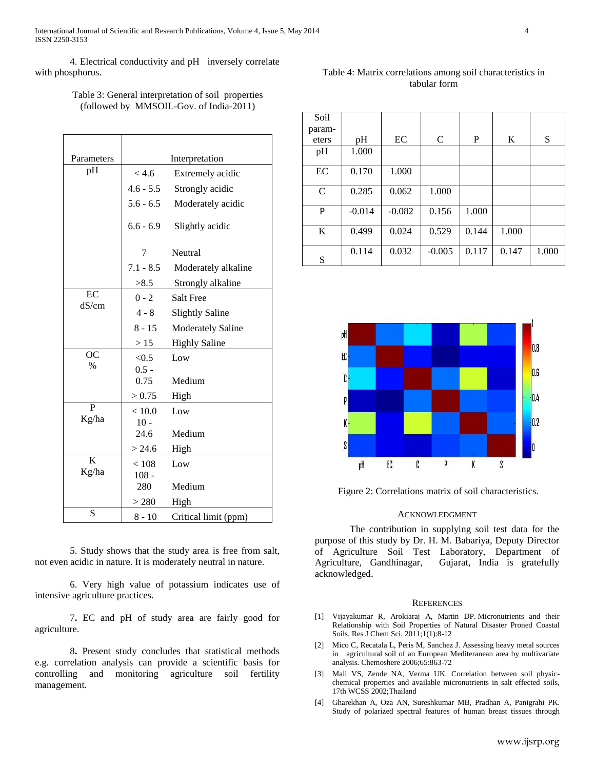4. Electrical conductivity and pH inversely correlate with phosphorus.

Table 3: General interpretation of soil properties (followed by MMSOIL-Gov. of India-2011)

| Parameters | Interpretation | |
|---|---|---|
| pH | < 4.6 | Extremely acidic |
| | 4.6 - 5.5 | Strongly acidic |
| | 5.6 - 6.5 | Moderately acidic |
| | 6.6 - 6.9 | Slightly acidic |
| | 7 | Neutral |
| | 7.1 - 8.5 | Moderately alkaline |
| | >8.5 | Strongly alkaline |
| EC dS/cm | 0 - 2 | Salt Free |
| | 4 - 8 | Slightly Saline |
| | 8 - 15 | Moderately Saline |
| | > 15 | Highly Saline |
| OC % | <0.5 | Low |
| | 0.5 - 0.75 | Medium |
| | > 0.75 | High |
| P Kg/ha | < 10.0 | Low |
| | 10 - 24.6 | Medium |
| | > 24.6 | High |
| K Kg/ha | < 108 | Low |
| | 108 - 280 | Medium |
| | > 280 | High |
| S | 8 - 10 | Critical limit (ppm) |

5. Study shows that the study area is free from salt, not even acidic in nature. It is moderately neutral in nature.

6. Very high value of potassium indicates use of intensive agriculture practices.

7. EC and pH of study area are fairly good for agriculture.

8. Present study concludes that statistical methods e.g. correlation analysis can provide a scientific basis for controlling and monitoring agriculture soil fertility management.

Table 4: Matrix correlations among soil characteristics in tabular form

| Soil param-eters | pH | EC | C | P | K | S |
|---|---|---|---|---|---|---|
| pH | 1.000 | | | | | |
| EC | 0.170 | 1.000 | | | | |
| C | 0.285 | 0.062 | 1.000 | | | |
| P | -0.014 | -0.082 | 0.156 | 1.000 | | |
| K | 0.499 | 0.024 | 0.529 | 0.144 | 1.000 | |
| S | 0.114 | 0.032 | -0.005 | 0.117 | 0.147 | 1.000 |

Figure 2: Correlations matrix of soil characteristics.

## Acknowledgment

The contribution in supplying soil test data for the purpose of this study by Dr. H. M. Babariya, Deputy Director of Agriculture Soil Test Laboratory, Department of Agriculture, Gandhinagar, Gujarat, India is gratefully acknowledged.

## References

[1] Vijayakumar R, Arokiaraj A, Martin DP. Micronutrients and their Relationship with Soil Properties of Natural Disaster Proned Coastal Soils. Res J Chem Sci. 2011;1(1):8-12

[2] Mico C, Recatala L, Peris M, Sanchez J. Assessing heavy metal sources in agricultural soil of an European Mediteranean area by multivariate analysis. Chemoshere 2006;65:863-72

[3] Mali VS, Zende NA, Verma UK. Correlation between soil physic-chemical properties and available micronutrients in salt effected soils, 17th WCSS 2002;Thailand

[4] Gharekhan A, Oza AN, Sureshkumar MB, Pradhan A, Panigrahi PK. Study of polarized spectral features of human breast tissues through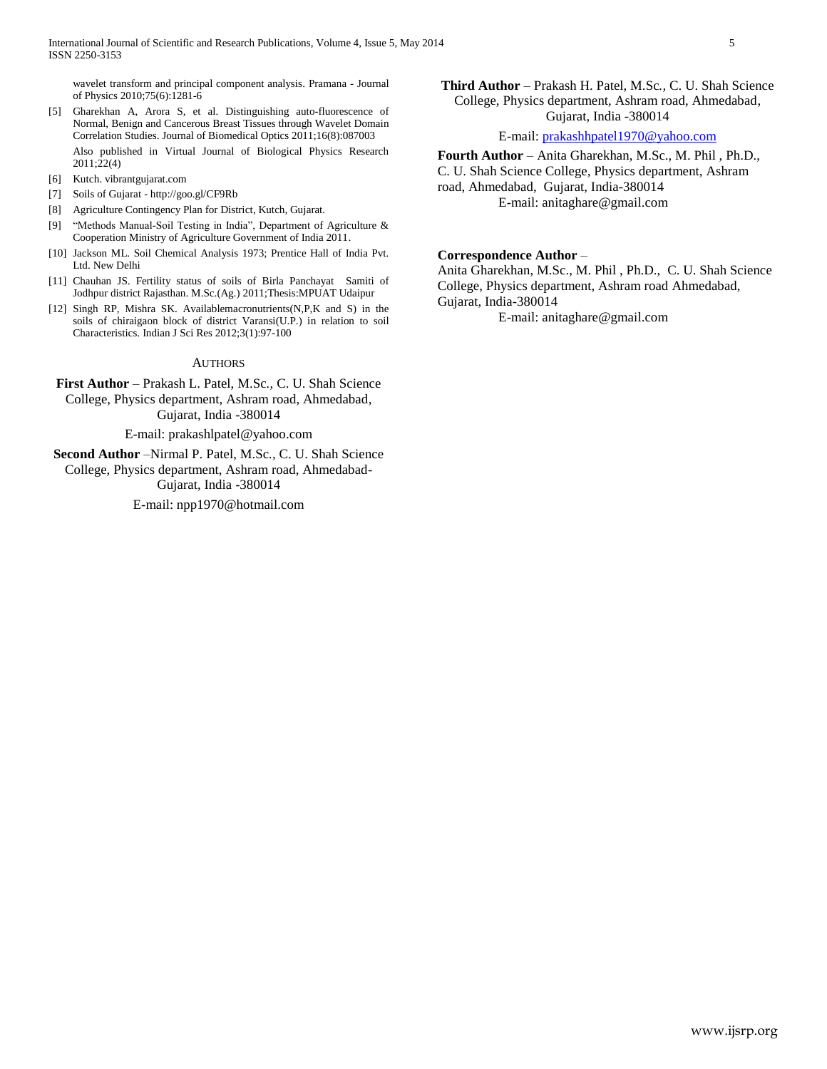wavelet transform and principal component analysis. Pramana - Journal of Physics 2010;75(6):1281-6

[5] Gharekhan A, Arora S, et al. Distinguishing auto-fluorescence of Normal, Benign and Cancerous Breast Tissues through Wavelet Domain Correlation Studies. Journal of Biomedical Optics 2011;16(8):087003

Also published in Virtual Journal of Biological Physics Research 2011;22(4)

[6] Kutch. vibrantgujarat.com

[7] Soils of Gujarat - http://goo.gl/CF9Rb

[8] Agriculture Contingency Plan for District, Kutch, Gujarat.

[9] "Methods Manual-Soil Testing in India", Department of Agriculture & Cooperation Ministry of Agriculture Government of India 2011.

[10] Jackson ML. Soil Chemical Analysis 1973; Prentice Hall of India Pvt. Ltd. New Delhi

[11] Chauhan JS. Fertility status of soils of Birla Panchayat Samiti of Jodhpur district Rajasthan. M.Sc.(Ag.) 2011;Thesis:MPUAT Udaipur

[12] Singh RP, Mishra SK. Availablemacronutrients(N,P,K and S) in the soils of chiraigaon block of district Varansi(U.P.) in relation to soil Characteristics. Indian J Sci Res 2012;3(1):97-100

## AUTHORS

**First Author** – Prakash L. Patel, M.Sc., C. U. Shah Science College, Physics department, Ashram road, Ahmedabad, Gujarat, India -380014

E-mail: prakashlpatel@yahoo.com

**Second Author** –Nirmal P. Patel, M.Sc., C. U. Shah Science College, Physics department, Ashram road, Ahmedabad-Gujarat, India -380014

E-mail: npp1970@hotmail.com

**Third Author** – Prakash H. Patel, M.Sc., C. U. Shah Science College, Physics department, Ashram road, Ahmedabad, Gujarat, India -380014

E-mail: prakashhpatel1970@yahoo.com

**Fourth Author** – Anita Gharekhan, M.Sc., M. Phil , Ph.D., C. U. Shah Science College, Physics department, Ashram road, Ahmedabad, Gujarat, India-380014

E-mail: anitaghare@gmail.com

**Correspondence Author** –

Anita Gharekhan, M.Sc., M. Phil , Ph.D., C. U. Shah Science College, Physics department, Ashram road Ahmedabad, Gujarat, India-380014

E-mail: anitaghare@gmail.com